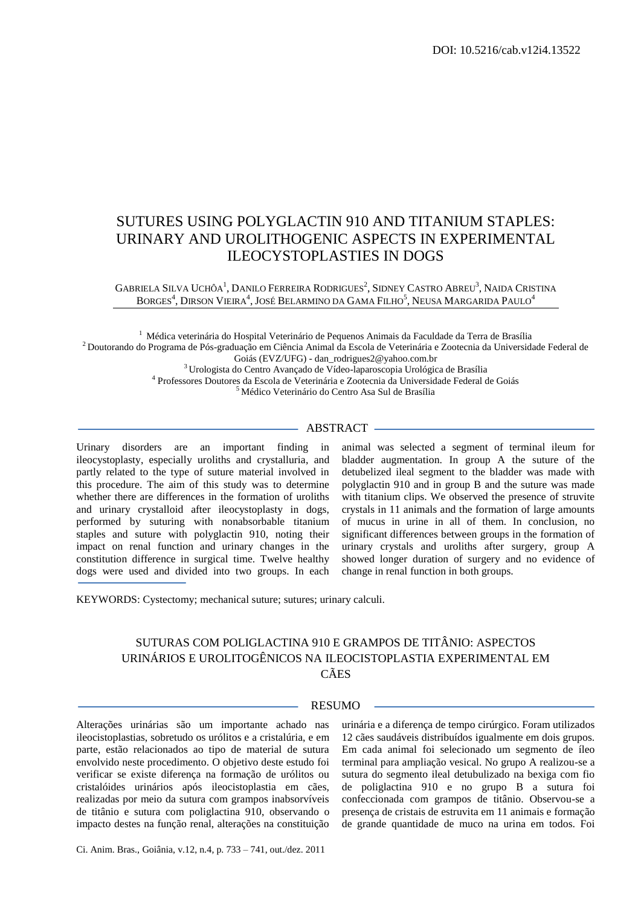DOI: 10.5216/cab.v12i4.13522

# SUTURES USING POLYGLACTIN 910 AND TITANIUM STAPLES: URINARY AND UROLITHOGENIC ASPECTS IN EXPERIMENTAL ILEOCYSTOPLASTIES IN DOGS

Gabriela Silva Uchôa[1], Danilo Ferreira Rodrigues[2], Sidney Castro Abreu[3], Naida Cristina Borges[4], Dirson Vieira[4], José Belarmino da Gama Filho[5], Neusa Margarida Paulo[4]

[1] Médica veterinária do Hospital Veterinário de Pequenos Animais da Faculdade da Terra de Brasília
[2] Doutorando do Programa de Pós-graduação em Ciência Animal da Escola de Veterinária e Zootecnia da Universidade Federal de Goiás (EVZ/UFG) - dan_rodrigues2@yahoo.com.br
[3] Urologista do Centro Avançado de Vídeo-laparoscopia Urológica de Brasília
[4] Professores Doutores da Escola de Veterinária e Zootecnia da Universidade Federal de Goiás
[5] Médico Veterinário do Centro Asa Sul de Brasília

## ABSTRACT

Urinary disorders are an important finding in ileocystoplasty, especially uroliths and crystalluria, and partly related to the type of suture material involved in this procedure. The aim of this study was to determine whether there are differences in the formation of uroliths and urinary crystalloid after ileocystoplasty in dogs, performed by suturing with nonabsorbable titanium staples and suture with polyglactin 910, noting their impact on renal function and urinary changes in the constitution difference in surgical time. Twelve healthy dogs were used and divided into two groups. In each animal was selected a segment of terminal ileum for bladder augmentation. In group A the suture of the detubelized ileal segment to the bladder was made with polyglactin 910 and in group B and the suture was made with titanium clips. We observed the presence of struvite crystals in 11 animals and the formation of large amounts of mucus in urine in all of them. In conclusion, no significant differences between groups in the formation of urinary crystals and uroliths after surgery, group A showed longer duration of surgery and no evidence of change in renal function in both groups.

KEYWORDS: Cystectomy; mechanical suture; sutures; urinary calculi.

# SUTURAS COM POLIGLACTINA 910 E GRAMPOS DE TITÂNIO: ASPECTOS URINÁRIOS E UROLITOGÊNICOS NA ILEOCISTOPLASTIA EXPERIMENTAL EM CÃES

## RESUMO

Alterações urinárias são um importante achado nas ileocistoplastias, sobretudo os urólitos e a cristalúria, e em parte, estão relacionados ao tipo de material de sutura envolvido neste procedimento. O objetivo deste estudo foi verificar se existe diferença na formação de urólitos ou cristalóides urinários após ileocistoplastia em cães, realizadas por meio da sutura com grampos inabsorvíveis de titânio e sutura com poliglactina 910, observando o impacto destes na função renal, alterações na constituição urinária e a diferença de tempo cirúrgico. Foram utilizados 12 cães saudáveis distribuídos igualmente em dois grupos. Em cada animal foi selecionado um segmento de íleo terminal para ampliação vesical. No grupo A realizou-se a sutura do segmento ileal detubulizado na bexiga com fio de poliglactina 910 e no grupo B a sutura foi confeccionada com grampos de titânio. Observou-se a presença de cristais de estruvita em 11 animais e formação de grande quantidade de muco na urina em todos. Foi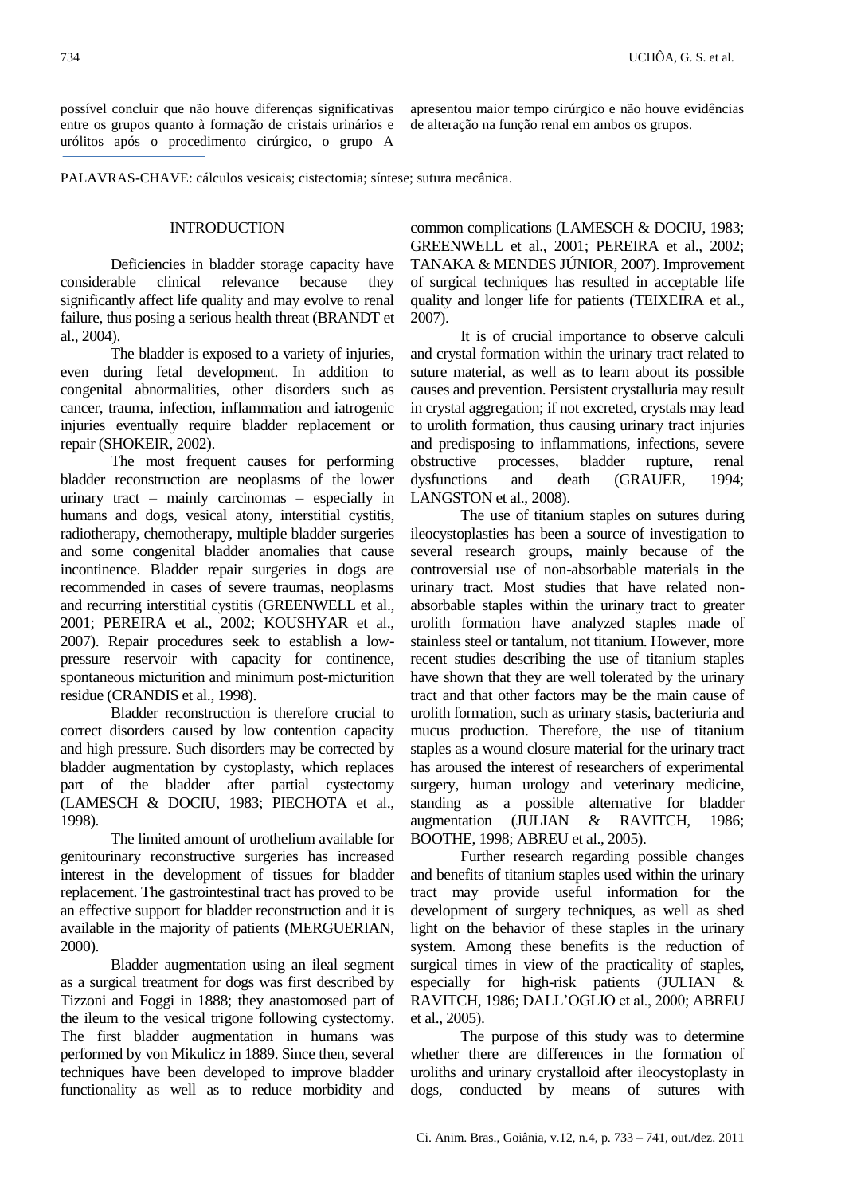possível concluir que não houve diferenças significativas entre os grupos quanto à formação de cristais urinários e urólitos após o procedimento cirúrgico, o grupo A apresentou maior tempo cirúrgico e não houve evidências de alteração na função renal em ambos os grupos.

PALAVRAS-CHAVE: cálculos vesicais; cistectomia; síntese; sutura mecânica.

## INTRODUCTION

Deficiencies in bladder storage capacity have considerable clinical relevance because they significantly affect life quality and may evolve to renal failure, thus posing a serious health threat (BRANDT et al., 2004).

The bladder is exposed to a variety of injuries, even during fetal development. In addition to congenital abnormalities, other disorders such as cancer, trauma, infection, inflammation and iatrogenic injuries eventually require bladder replacement or repair (SHOKEIR, 2002).

The most frequent causes for performing bladder reconstruction are neoplasms of the lower urinary tract – mainly carcinomas – especially in humans and dogs, vesical atony, interstitial cystitis, radiotherapy, chemotherapy, multiple bladder surgeries and some congenital bladder anomalies that cause incontinence. Bladder repair surgeries in dogs are recommended in cases of severe traumas, neoplasms and recurring interstitial cystitis (GREENWELL et al., 2001; PEREIRA et al., 2002; KOUSHYAR et al., 2007). Repair procedures seek to establish a low-pressure reservoir with capacity for continence, spontaneous micturition and minimum post-micturition residue (CRANDIS et al., 1998).

Bladder reconstruction is therefore crucial to correct disorders caused by low contention capacity and high pressure. Such disorders may be corrected by bladder augmentation by cystoplasty, which replaces part of the bladder after partial cystectomy (LAMESCH & DOCIU, 1983; PIECHOTA et al., 1998).

The limited amount of urothelium available for genitourinary reconstructive surgeries has increased interest in the development of tissues for bladder replacement. The gastrointestinal tract has proved to be an effective support for bladder reconstruction and it is available in the majority of patients (MERGUERIAN, 2000).

Bladder augmentation using an ileal segment as a surgical treatment for dogs was first described by Tizzoni and Foggi in 1888; they anastomosed part of the ileum to the vesical trigone following cystectomy. The first bladder augmentation in humans was performed by von Mikulicz in 1889. Since then, several techniques have been developed to improve bladder functionality as well as to reduce morbidity and common complications (LAMESCH & DOCIU, 1983; GREENWELL et al., 2001; PEREIRA et al., 2002; TANAKA & MENDES JÚNIOR, 2007). Improvement of surgical techniques has resulted in acceptable life quality and longer life for patients (TEIXEIRA et al., 2007).

It is of crucial importance to observe calculi and crystal formation within the urinary tract related to suture material, as well as to learn about its possible causes and prevention. Persistent crystalluria may result in crystal aggregation; if not excreted, crystals may lead to urolith formation, thus causing urinary tract injuries and predisposing to inflammations, infections, severe obstructive processes, bladder rupture, renal dysfunctions and death (GRAUER, 1994; LANGSTON et al., 2008).

The use of titanium staples on sutures during ileocystoplasties has been a source of investigation to several research groups, mainly because of the controversial use of non-absorbable materials in the urinary tract. Most studies that have related non-absorbable staples within the urinary tract to greater urolith formation have analyzed staples made of stainless steel or tantalum, not titanium. However, more recent studies describing the use of titanium staples have shown that they are well tolerated by the urinary tract and that other factors may be the main cause of urolith formation, such as urinary stasis, bacteriuria and mucus production. Therefore, the use of titanium staples as a wound closure material for the urinary tract has aroused the interest of researchers of experimental surgery, human urology and veterinary medicine, standing as a possible alternative for bladder augmentation (JULIAN & RAVITCH, 1986; BOOTHE, 1998; ABREU et al., 2005).

Further research regarding possible changes and benefits of titanium staples used within the urinary tract may provide useful information for the development of surgery techniques, as well as shed light on the behavior of these staples in the urinary system. Among these benefits is the reduction of surgical times in view of the practicality of staples, especially for high-risk patients (JULIAN & RAVITCH, 1986; DALL'OGLIO et al., 2000; ABREU et al., 2005).

The purpose of this study was to determine whether there are differences in the formation of uroliths and urinary crystalloid after ileocystoplasty in dogs, conducted by means of sutures with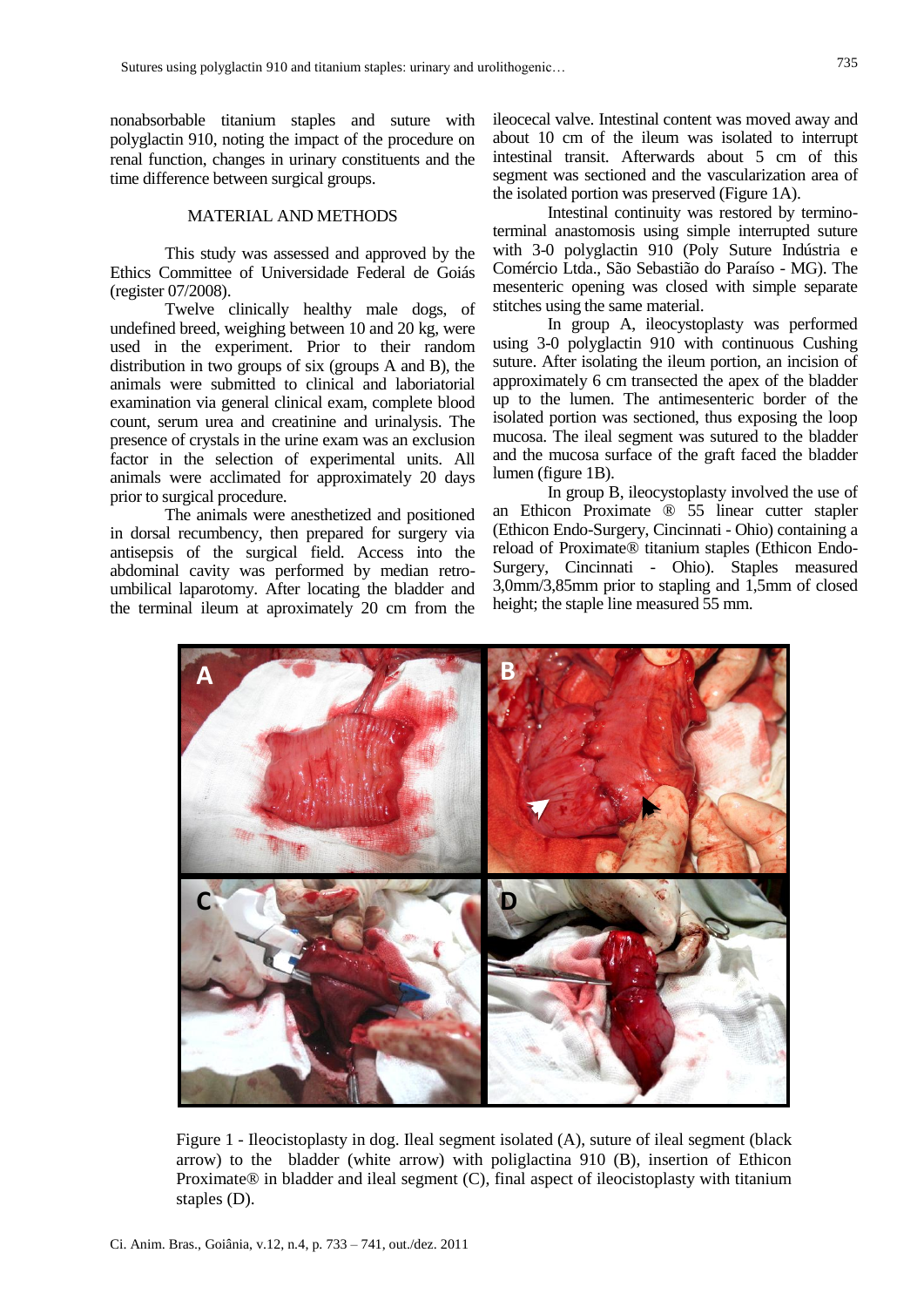nonabsorbable titanium staples and suture with polyglactin 910, noting the impact of the procedure on renal function, changes in urinary constituents and the time difference between surgical groups.

## MATERIAL AND METHODS

This study was assessed and approved by the Ethics Committee of Universidade Federal de Goiás (register 07/2008).

Twelve clinically healthy male dogs, of undefined breed, weighing between 10 and 20 kg, were used in the experiment. Prior to their random distribution in two groups of six (groups A and B), the animals were submitted to clinical and laboriatorial examination via general clinical exam, complete blood count, serum urea and creatinine and urinalysis. The presence of crystals in the urine exam was an exclusion factor in the selection of experimental units. All animals were acclimated for approximately 20 days prior to surgical procedure.

The animals were anesthetized and positioned in dorsal recumbency, then prepared for surgery via antisepsis of the surgical field. Access into the abdominal cavity was performed by median retro-umbilical laparotomy. After locating the bladder and the terminal ileum at aproximately 20 cm from the ileocecal valve. Intestinal content was moved away and about 10 cm of the ileum was isolated to interrupt intestinal transit. Afterwards about 5 cm of this segment was sectioned and the vascularization area of the isolated portion was preserved (Figure 1A).

Intestinal continuity was restored by termino-terminal anastomosis using simple interrupted suture with 3-0 polyglactin 910 (Poly Suture Indústria e Comércio Ltda., São Sebastião do Paraíso - MG). The mesenteric opening was closed with simple separate stitches using the same material.

In group A, ileocystoplasty was performed using 3-0 polyglactin 910 with continuous Cushing suture. After isolating the ileum portion, an incision of approximately 6 cm transected the apex of the bladder up to the lumen. The antimesenteric border of the isolated portion was sectioned, thus exposing the loop mucosa. The ileal segment was sutured to the bladder and the mucosa surface of the graft faced the bladder lumen (figure 1B).

In group B, ileocystoplasty involved the use of an Ethicon Proximate ® 55 linear cutter stapler (Ethicon Endo-Surgery, Cincinnati - Ohio) containing a reload of Proximate® titanium staples (Ethicon Endo-Surgery, Cincinnati - Ohio). Staples measured 3,0mm/3,85mm prior to stapling and 1,5mm of closed height; the staple line measured 55 mm.

Figure 1 - Ileocistoplasty in dog. Ileal segment isolated (A), suture of ileal segment (black arrow) to the bladder (white arrow) with poliglactina 910 (B), insertion of Ethicon Proximate® in bladder and ileal segment (C), final aspect of ileocistoplasty with titanium staples (D).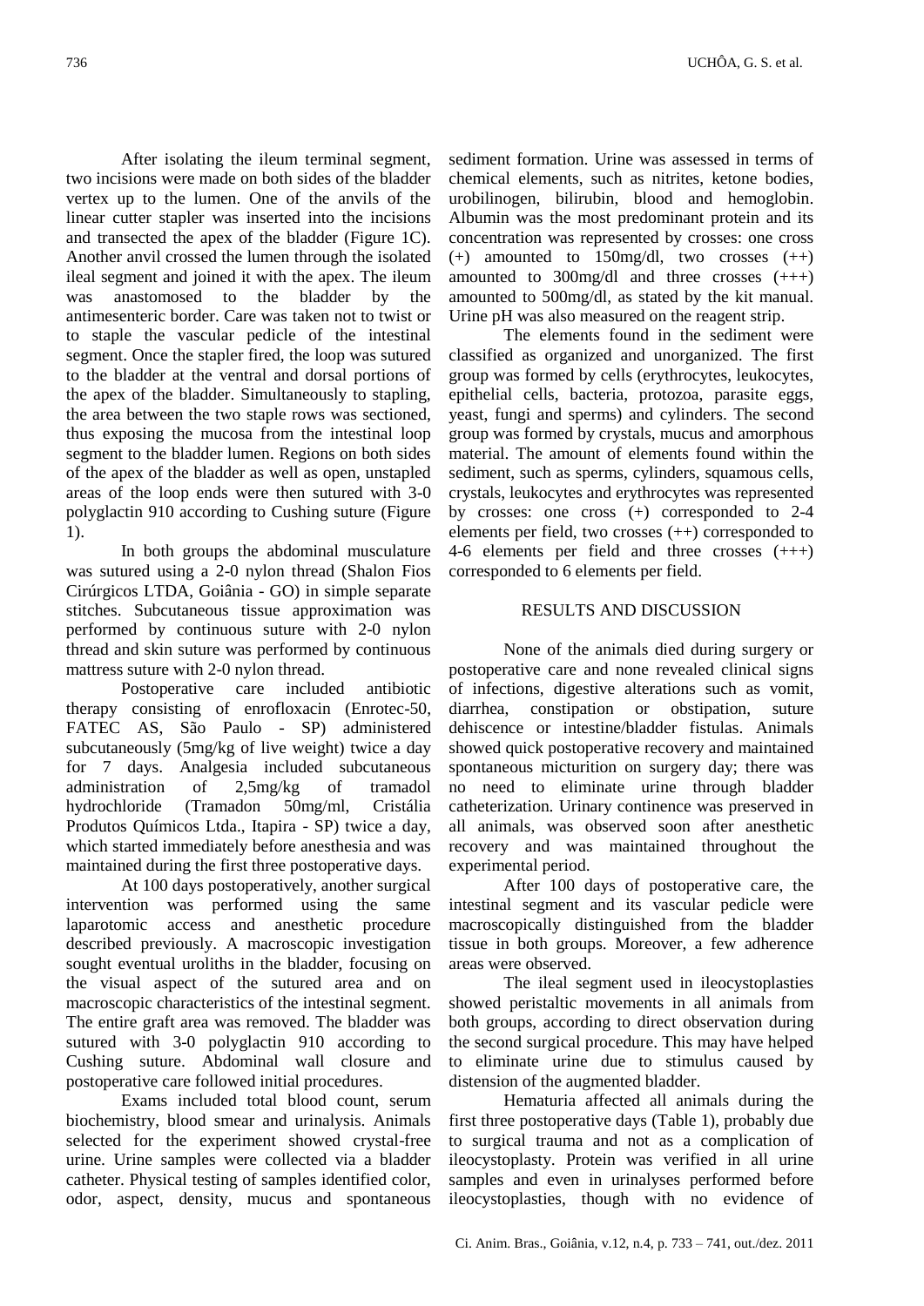After isolating the ileum terminal segment, two incisions were made on both sides of the bladder vertex up to the lumen. One of the anvils of the linear cutter stapler was inserted into the incisions and transected the apex of the bladder (Figure 1C). Another anvil crossed the lumen through the isolated ileal segment and joined it with the apex. The ileum was anastomosed to the bladder by the antimesenteric border. Care was taken not to twist or to staple the vascular pedicle of the intestinal segment. Once the stapler fired, the loop was sutured to the bladder at the ventral and dorsal portions of the apex of the bladder. Simultaneously to stapling, the area between the two staple rows was sectioned, thus exposing the mucosa from the intestinal loop segment to the bladder lumen. Regions on both sides of the apex of the bladder as well as open, unstapled areas of the loop ends were then sutured with 3-0 polyglactin 910 according to Cushing suture (Figure 1).

In both groups the abdominal musculature was sutured using a 2-0 nylon thread (Shalon Fios Cirúrgicos LTDA, Goiânia - GO) in simple separate stitches. Subcutaneous tissue approximation was performed by continuous suture with 2-0 nylon thread and skin suture was performed by continuous mattress suture with 2-0 nylon thread.

Postoperative care included antibiotic therapy consisting of enrofloxacin (Enrotec-50, FATEC AS, São Paulo - SP) administered subcutaneously (5mg/kg of live weight) twice a day for 7 days. Analgesia included subcutaneous administration of 2,5mg/kg of tramadol hydrochloride (Tramadon 50mg/ml, Cristália Produtos Químicos Ltda., Itapira - SP) twice a day, which started immediately before anesthesia and was maintained during the first three postoperative days.

At 100 days postoperatively, another surgical intervention was performed using the same laparotomic access and anesthetic procedure described previously. A macroscopic investigation sought eventual uroliths in the bladder, focusing on the visual aspect of the sutured area and on macroscopic characteristics of the intestinal segment. The entire graft area was removed. The bladder was sutured with 3-0 polyglactin 910 according to Cushing suture. Abdominal wall closure and postoperative care followed initial procedures.

Exams included total blood count, serum biochemistry, blood smear and urinalysis. Animals selected for the experiment showed crystal-free urine. Urine samples were collected via a bladder catheter. Physical testing of samples identified color, odor, aspect, density, mucus and spontaneous sediment formation. Urine was assessed in terms of chemical elements, such as nitrites, ketone bodies, urobilinogen, bilirubin, blood and hemoglobin. Albumin was the most predominant protein and its concentration was represented by crosses: one cross (+) amounted to 150mg/dl, two crosses (++) amounted to 300mg/dl and three crosses (+++) amounted to 500mg/dl, as stated by the kit manual. Urine pH was also measured on the reagent strip.

The elements found in the sediment were classified as organized and unorganized. The first group was formed by cells (erythrocytes, leukocytes, epithelial cells, bacteria, protozoa, parasite eggs, yeast, fungi and sperms) and cylinders. The second group was formed by crystals, mucus and amorphous material. The amount of elements found within the sediment, such as sperms, cylinders, squamous cells, crystals, leukocytes and erythrocytes was represented by crosses: one cross (+) corresponded to 2-4 elements per field, two crosses (++) corresponded to 4-6 elements per field and three crosses (+++) corresponded to 6 elements per field.

## RESULTS AND DISCUSSION

None of the animals died during surgery or postoperative care and none revealed clinical signs of infections, digestive alterations such as vomit, diarrhea, constipation or obstipation, suture dehiscence or intestine/bladder fistulas. Animals showed quick postoperative recovery and maintained spontaneous micturition on surgery day; there was no need to eliminate urine through bladder catheterization. Urinary continence was preserved in all animals, was observed soon after anesthetic recovery and was maintained throughout the experimental period.

After 100 days of postoperative care, the intestinal segment and its vascular pedicle were macroscopically distinguished from the bladder tissue in both groups. Moreover, a few adherence areas were observed.

The ileal segment used in ileocystoplasties showed peristaltic movements in all animals from both groups, according to direct observation during the second surgical procedure. This may have helped to eliminate urine due to stimulus caused by distension of the augmented bladder.

Hematuria affected all animals during the first three postoperative days (Table 1), probably due to surgical trauma and not as a complication of ileocystoplasty. Protein was verified in all urine samples and even in urinalyses performed before ileocystoplasties, though with no evidence of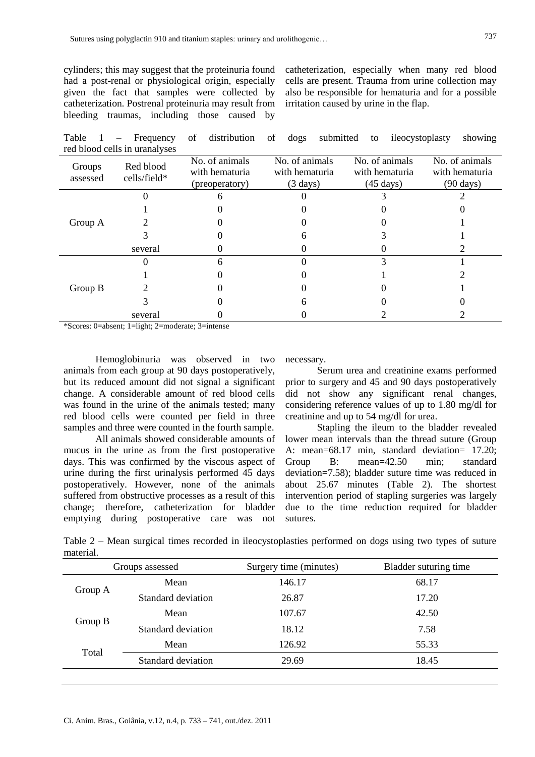cylinders; this may suggest that the proteinuria found had a post-renal or physiological origin, especially given the fact that samples were collected by catheterization. Postrenal proteinuria may result from bleeding traumas, including those caused by catheterization, especially when many red blood cells are present. Trauma from urine collection may also be responsible for hematuria and for a possible irritation caused by urine in the flap.

Table 1 – Frequency of distribution of dogs submitted to ileocystoplasty showing red blood cells in uranalyses

| Groups assessed | Red blood cells/field* | No. of animals with hematuria (preoperatory) | No. of animals with hematuria (3 days) | No. of animals with hematuria (45 days) | No. of animals with hematuria (90 days) |
|---|---|---|---|---|---|
| Group A | 0 | 6 | 0 | 3 | 2 |
| | 1 | 0 | 0 | 0 | 0 |
| | 2 | 0 | 0 | 0 | 1 |
| | 3 | 0 | 6 | 3 | 1 |
| | several | 0 | 0 | 0 | 2 |
| Group B | 0 | 6 | 0 | 3 | 1 |
| | 1 | 0 | 0 | 1 | 2 |
| | 2 | 0 | 0 | 0 | 1 |
| | 3 | 0 | 6 | 0 | 0 |
| | several | 0 | 0 | 2 | 2 |

*Scores: 0=absent; 1=light; 2=moderate; 3=intense

Hemoglobinuria was observed in two animals from each group at 90 days postoperatively, but its reduced amount did not signal a significant change. A considerable amount of red blood cells was found in the urine of the animals tested; many red blood cells were counted per field in three samples and three were counted in the fourth sample.

All animals showed considerable amounts of mucus in the urine as from the first postoperative days. This was confirmed by the viscous aspect of urine during the first urinalysis performed 45 days postoperatively. However, none of the animals suffered from obstructive processes as a result of this change; therefore, catheterization for bladder emptying during postoperative care was not necessary.

Serum urea and creatinine exams performed prior to surgery and 45 and 90 days postoperatively did not show any significant renal changes, considering reference values of up to 1.80 mg/dl for creatinine and up to 54 mg/dl for urea.

Stapling the ileum to the bladder revealed lower mean intervals than the thread suture (Group A: mean=68.17 min, standard deviation= 17.20; Group B: mean=42.50 min; standard deviation=7.58); bladder suture time was reduced in about 25.67 minutes (Table 2). The shortest intervention period of stapling surgeries was largely due to the time reduction required for bladder sutures.

Table 2 – Mean surgical times recorded in ileocystoplasties performed on dogs using two types of suture material.

| Groups assessed | | Surgery time (minutes) | Bladder suturing time |
|---|---|---|---|
| Group A | Mean | 146.17 | 68.17 |
| | Standard deviation | 26.87 | 17.20 |
| Group B | Mean | 107.67 | 42.50 |
| | Standard deviation | 18.12 | 7.58 |
| Total | Mean | 126.92 | 55.33 |
| | Standard deviation | 29.69 | 18.45 |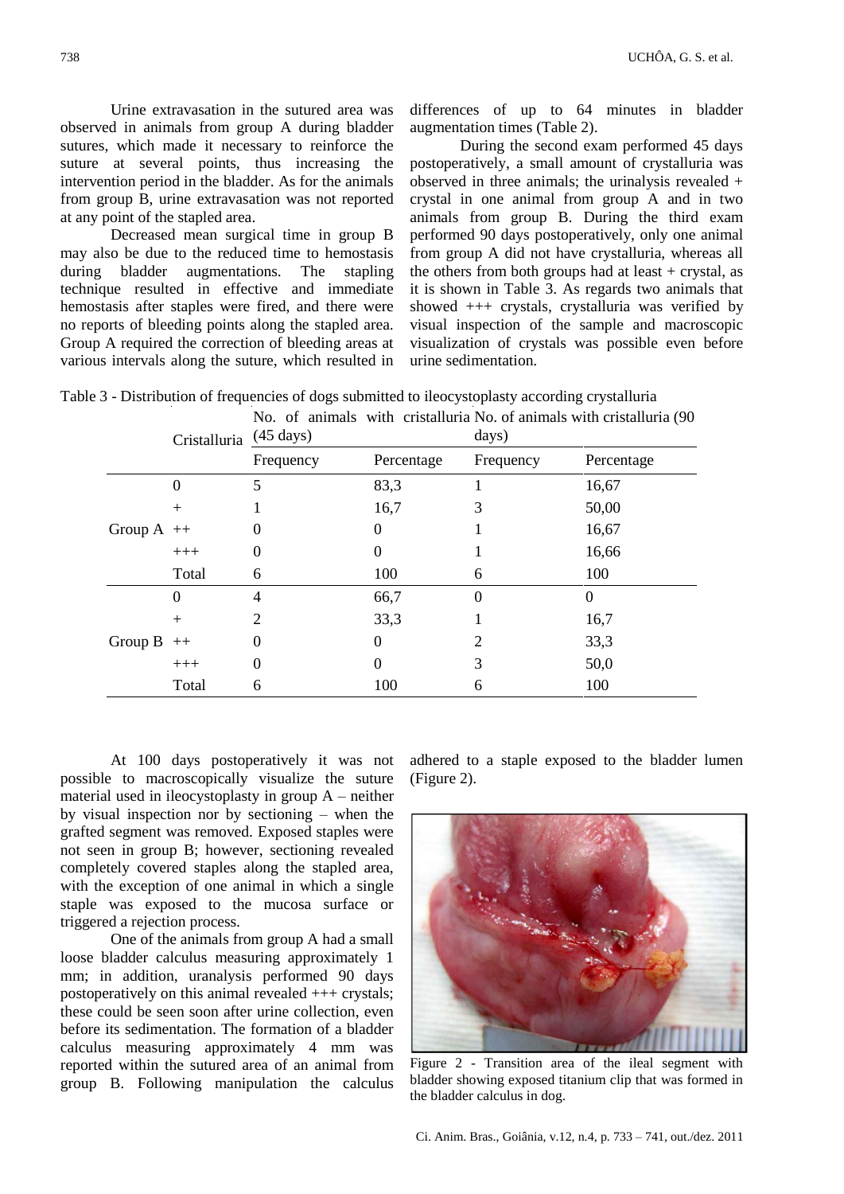Urine extravasation in the sutured area was observed in animals from group A during bladder sutures, which made it necessary to reinforce the suture at several points, thus increasing the intervention period in the bladder. As for the animals from group B, urine extravasation was not reported at any point of the stapled area.

Decreased mean surgical time in group B may also be due to the reduced time to hemostasis during bladder augmentations. The stapling technique resulted in effective and immediate hemostasis after staples were fired, and there were no reports of bleeding points along the stapled area. Group A required the correction of bleeding areas at various intervals along the suture, which resulted in differences of up to 64 minutes in bladder augmentation times (Table 2).

During the second exam performed 45 days postoperatively, a small amount of crystalluria was observed in three animals; the urinalysis revealed + crystal in one animal from group A and in two animals from group B. During the third exam performed 90 days postoperatively, only one animal from group A did not have crystalluria, whereas all the others from both groups had at least + crystal, as it is shown in Table 3. As regards two animals that showed +++ crystals, crystalluria was verified by visual inspection of the sample and macroscopic visualization of crystals was possible even before urine sedimentation.

Table 3 - Distribution of frequencies of dogs submitted to ileocystoplasty according crystalluria

| | Cristalluria | No. of animals with cristalluria (45 days) | | No. of animals with cristalluria (90 days) | |
|---|---|---|---|---|---|
| | | Frequency | Percentage | Frequency | Percentage |
| Group A | 0 | 5 | 83,3 | 1 | 16,67 |
| | + | 1 | 16,7 | 3 | 50,00 |
| | ++ | 0 | 0 | 1 | 16,67 |
| | +++ | 0 | 0 | 1 | 16,66 |
| | Total | 6 | 100 | 6 | 100 |
| Group B | 0 | 4 | 66,7 | 0 | 0 |
| | + | 2 | 33,3 | 1 | 16,7 |
| | ++ | 0 | 0 | 2 | 33,3 |
| | +++ | 0 | 0 | 3 | 50,0 |
| | Total | 6 | 100 | 6 | 100 |

At 100 days postoperatively it was not possible to macroscopically visualize the suture material used in ileocystoplasty in group A – neither by visual inspection nor by sectioning – when the grafted segment was removed. Exposed staples were not seen in group B; however, sectioning revealed completely covered staples along the stapled area, with the exception of one animal in which a single staple was exposed to the mucosa surface or triggered a rejection process.

One of the animals from group A had a small loose bladder calculus measuring approximately 1 mm; in addition, uranalysis performed 90 days postoperatively on this animal revealed +++ crystals; these could be seen soon after urine collection, even before its sedimentation. The formation of a bladder calculus measuring approximately 4 mm was reported within the sutured area of an animal from group B. Following manipulation the calculus adhered to a staple exposed to the bladder lumen (Figure 2).

Figure 2 - Transition area of the ileal segment with bladder showing exposed titanium clip that was formed in the bladder calculus in dog.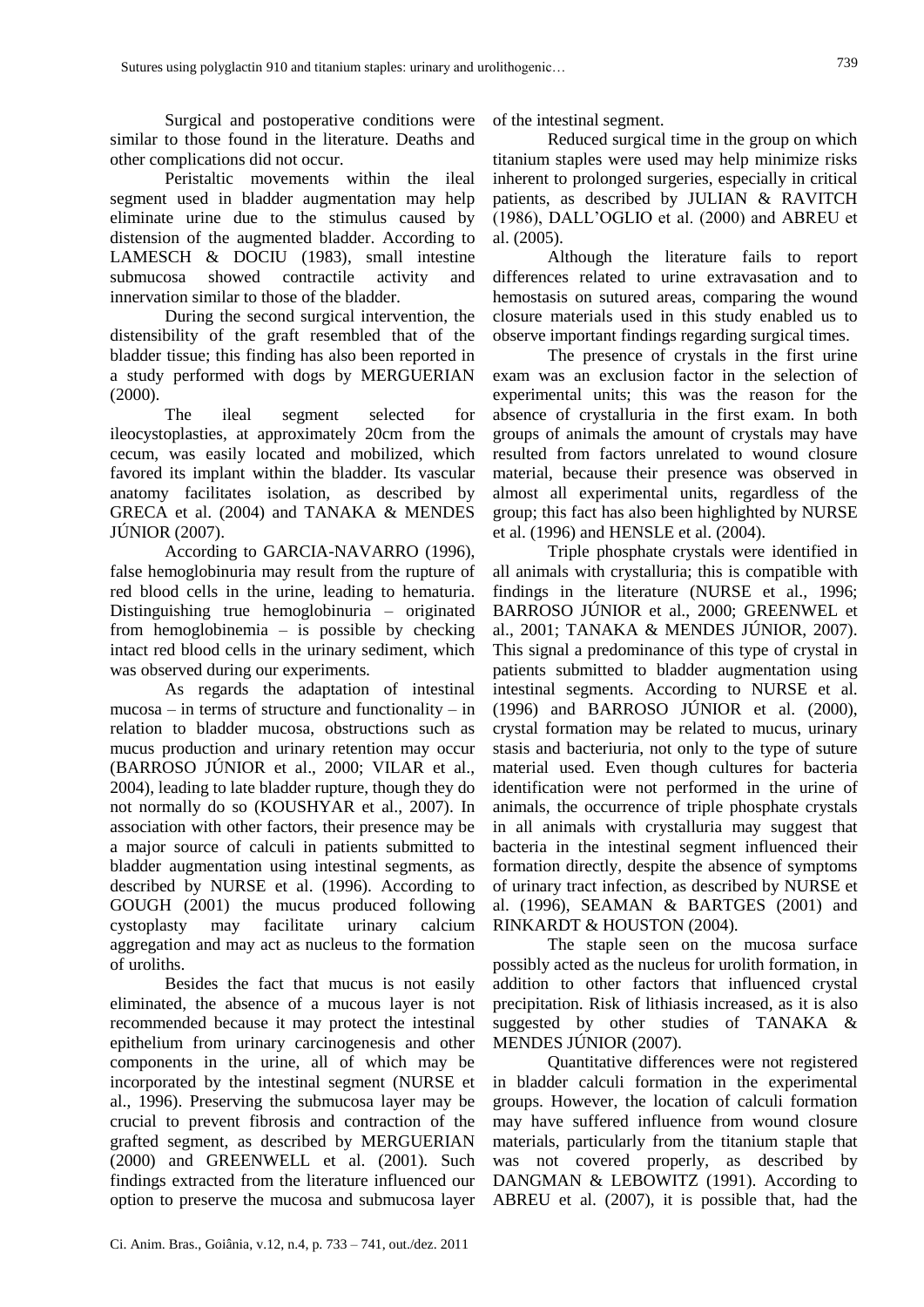Surgical and postoperative conditions were similar to those found in the literature. Deaths and other complications did not occur.

Peristaltic movements within the ileal segment used in bladder augmentation may help eliminate urine due to the stimulus caused by distension of the augmented bladder. According to LAMESCH & DOCIU (1983), small intestine submucosa showed contractile activity and innervation similar to those of the bladder.

During the second surgical intervention, the distensibility of the graft resembled that of the bladder tissue; this finding has also been reported in a study performed with dogs by MERGUERIAN (2000).

The ileal segment selected for ileocystoplasties, at approximately 20cm from the cecum, was easily located and mobilized, which favored its implant within the bladder. Its vascular anatomy facilitates isolation, as described by GRECA et al. (2004) and TANAKA & MENDES JÚNIOR (2007).

According to GARCIA-NAVARRO (1996), false hemoglobinuria may result from the rupture of red blood cells in the urine, leading to hematuria. Distinguishing true hemoglobinuria – originated from hemoglobinemia – is possible by checking intact red blood cells in the urinary sediment, which was observed during our experiments.

As regards the adaptation of intestinal mucosa – in terms of structure and functionality – in relation to bladder mucosa, obstructions such as mucus production and urinary retention may occur (BARROSO JÚNIOR et al., 2000; VILAR et al., 2004), leading to late bladder rupture, though they do not normally do so (KOUSHYAR et al., 2007). In association with other factors, their presence may be a major source of calculi in patients submitted to bladder augmentation using intestinal segments, as described by NURSE et al. (1996). According to GOUGH (2001) the mucus produced following cystoplasty may facilitate urinary calcium aggregation and may act as nucleus to the formation of uroliths.

Besides the fact that mucus is not easily eliminated, the absence of a mucous layer is not recommended because it may protect the intestinal epithelium from urinary carcinogenesis and other components in the urine, all of which may be incorporated by the intestinal segment (NURSE et al., 1996). Preserving the submucosa layer may be crucial to prevent fibrosis and contraction of the grafted segment, as described by MERGUERIAN (2000) and GREENWELL et al. (2001). Such findings extracted from the literature influenced our option to preserve the mucosa and submucosa layer of the intestinal segment.

Reduced surgical time in the group on which titanium staples were used may help minimize risks inherent to prolonged surgeries, especially in critical patients, as described by JULIAN & RAVITCH (1986), DALL'OGLIO et al. (2000) and ABREU et al. (2005).

Although the literature fails to report differences related to urine extravasation and to hemostasis on sutured areas, comparing the wound closure materials used in this study enabled us to observe important findings regarding surgical times.

The presence of crystals in the first urine exam was an exclusion factor in the selection of experimental units; this was the reason for the absence of crystalluria in the first exam. In both groups of animals the amount of crystals may have resulted from factors unrelated to wound closure material, because their presence was observed in almost all experimental units, regardless of the group; this fact has also been highlighted by NURSE et al. (1996) and HENSLE et al. (2004).

Triple phosphate crystals were identified in all animals with crystalluria; this is compatible with findings in the literature (NURSE et al., 1996; BARROSO JÚNIOR et al., 2000; GREENWEL et al., 2001; TANAKA & MENDES JÚNIOR, 2007). This signal a predominance of this type of crystal in patients submitted to bladder augmentation using intestinal segments. According to NURSE et al. (1996) and BARROSO JÚNIOR et al. (2000), crystal formation may be related to mucus, urinary stasis and bacteriuria, not only to the type of suture material used. Even though cultures for bacteria identification were not performed in the urine of animals, the occurrence of triple phosphate crystals in all animals with crystalluria may suggest that bacteria in the intestinal segment influenced their formation directly, despite the absence of symptoms of urinary tract infection, as described by NURSE et al. (1996), SEAMAN & BARTGES (2001) and RINKARDT & HOUSTON (2004).

The staple seen on the mucosa surface possibly acted as the nucleus for urolith formation, in addition to other factors that influenced crystal precipitation. Risk of lithiasis increased, as it is also suggested by other studies of TANAKA & MENDES JÚNIOR (2007).

Quantitative differences were not registered in bladder calculi formation in the experimental groups. However, the location of calculi formation may have suffered influence from wound closure materials, particularly from the titanium staple that was not covered properly, as described by DANGMAN & LEBOWITZ (1991). According to ABREU et al. (2007), it is possible that, had the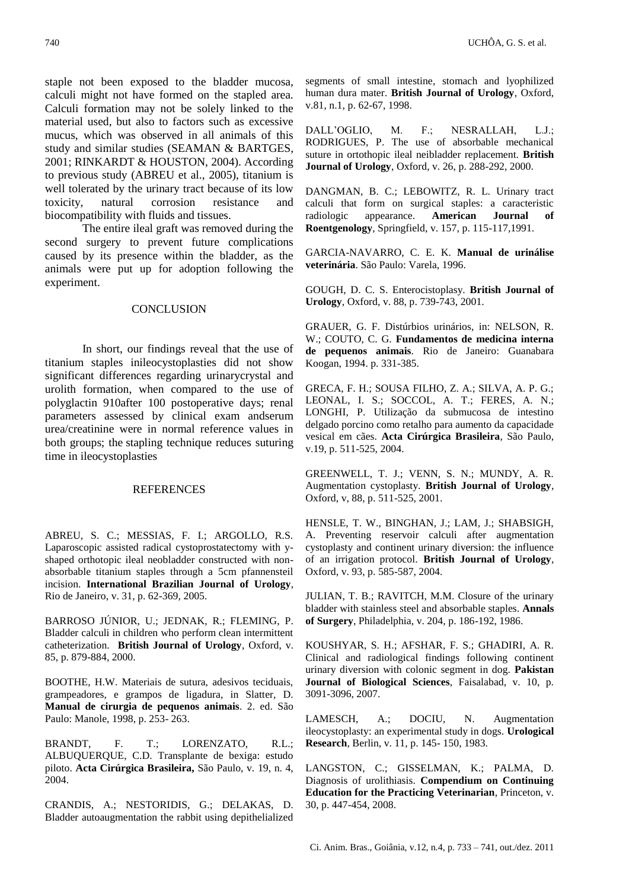staple not been exposed to the bladder mucosa, calculi might not have formed on the stapled area. Calculi formation may not be solely linked to the material used, but also to factors such as excessive mucus, which was observed in all animals of this study and similar studies (SEAMAN & BARTGES, 2001; RINKARDT & HOUSTON, 2004). According to previous study (ABREU et al., 2005), titanium is well tolerated by the urinary tract because of its low toxicity, natural corrosion resistance and biocompatibility with fluids and tissues.

The entire ileal graft was removed during the second surgery to prevent future complications caused by its presence within the bladder, as the animals were put up for adoption following the experiment.

## CONCLUSION

In short, our findings reveal that the use of titanium staples inileocystoplasties did not show significant differences regarding urinarycrystal and urolith formation, when compared to the use of polyglactin 910after 100 postoperative days; renal parameters assessed by clinical exam andserum urea/creatinine were in normal reference values in both groups; the stapling technique reduces suturing time in ileocystoplasties

## REFERENCES

ABREU, S. C.; MESSIAS, F. I.; ARGOLLO, R.S. Laparoscopic assisted radical cystoprostatectomy with y-shaped orthotopic ileal neobladder constructed with non-absorbable titanium staples through a 5cm pfannensteil incision. **International Brazilian Journal of Urology**, Rio de Janeiro, v. 31, p. 62-369, 2005.

BARROSO JÚNIOR, U.; JEDNAK, R.; FLEMING, P. Bladder calculi in children who perform clean intermittent catheterization. **British Journal of Urology**, Oxford, v. 85, p. 879-884, 2000.

BOOTHE, H.W. Materiais de sutura, adesivos teciduais, grampeadores, e grampos de ligadura, in Slatter, D. **Manual de cirurgia de pequenos animais**. 2. ed. São Paulo: Manole, 1998, p. 253- 263.

BRANDT, F. T.; LORENZATO, R.L.; ALBUQUERQUE, C.D. Transplante de bexiga: estudo piloto. **Acta Cirúrgica Brasileira,** São Paulo, v. 19, n. 4, 2004.

CRANDIS, A.; NESTORIDIS, G.; DELAKAS, D. Bladder autoaugmentation the rabbit using depithelialized segments of small intestine, stomach and lyophilized human dura mater. **British Journal of Urology**, Oxford, v.81, n.1, p. 62-67, 1998.

DALL'OGLIO, M. F.; NESRALLAH, L.J.; RODRIGUES, P. The use of absorbable mechanical suture in ortothopic ileal neibladder replacement. **British Journal of Urology**, Oxford, v. 26, p. 288-292, 2000.

DANGMAN, B. C.; LEBOWITZ, R. L. Urinary tract calculi that form on surgical staples: a caracteristic radiologic appearance. **American Journal of Roentgenology**, Springfield, v. 157, p. 115-117,1991.

GARCIA-NAVARRO, C. E. K. **Manual de urinálise veterinária**. São Paulo: Varela, 1996.

GOUGH, D. C. S. Enterocistoplasy. **British Journal of Urology**, Oxford, v. 88, p. 739-743, 2001.

GRAUER, G. F. Distúrbios urinários, in: NELSON, R. W.; COUTO, C. G. **Fundamentos de medicina interna de pequenos animais**. Rio de Janeiro: Guanabara Koogan, 1994. p. 331-385.

GRECA, F. H.; SOUSA FILHO, Z. A.; SILVA, A. P. G.; LEONAL, I. S.; SOCCOL, A. T.; FERES, A. N.; LONGHI, P. Utilização da submucosa de intestino delgado porcino como retalho para aumento da capacidade vesical em cães. **Acta Cirúrgica Brasileira**, São Paulo, v.19, p. 511-525, 2004.

GREENWELL, T. J.; VENN, S. N.; MUNDY, A. R. Augmentation cystoplasty. **British Journal of Urology**, Oxford, v, 88, p. 511-525, 2001.

HENSLE, T. W., BINGHAN, J.; LAM, J.; SHABSIGH, A. Preventing reservoir calculi after augmentation cystoplasty and continent urinary diversion: the influence of an irrigation protocol. **British Journal of Urology**, Oxford, v. 93, p. 585-587, 2004.

JULIAN, T. B.; RAVITCH, M.M. Closure of the urinary bladder with stainless steel and absorbable staples. **Annals of Surgery**, Philadelphia, v. 204, p. 186-192, 1986.

KOUSHYAR, S. H.; AFSHAR, F. S.; GHADIRI, A. R. Clinical and radiological findings following continent urinary diversion with colonic segment in dog. **Pakistan Journal of Biological Sciences**, Faisalabad, v. 10, p. 3091-3096, 2007.

LAMESCH, A.; DOCIU, N. Augmentation ileocystoplasty: an experimental study in dogs. **Urological Research**, Berlin, v. 11, p. 145- 150, 1983.

LANGSTON, C.; GISSELMAN, K.; PALMA, D. Diagnosis of urolithiasis. **Compendium on Continuing Education for the Practicing Veterinarian**, Princeton, v. 30, p. 447-454, 2008.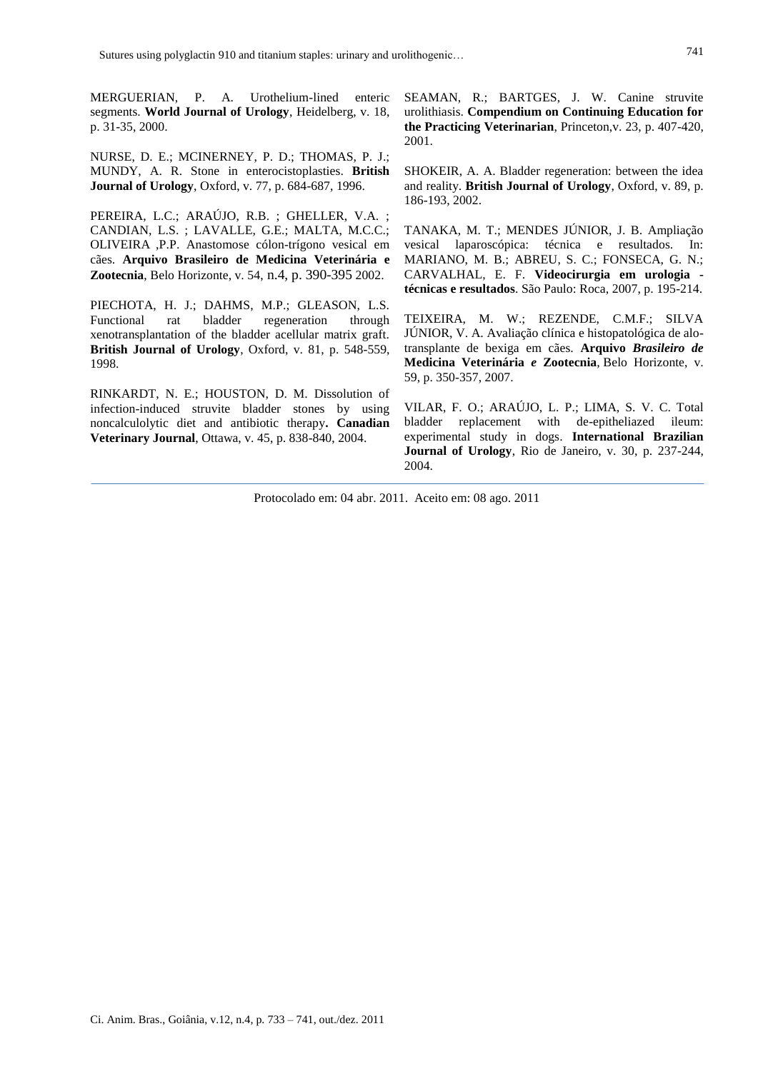MERGUERIAN, P. A. Urothelium-lined enteric segments. **World Journal of Urology**, Heidelberg, v. 18, p. 31-35, 2000.

NURSE, D. E.; MCINERNEY, P. D.; THOMAS, P. J.; MUNDY, A. R. Stone in enterocistoplasties. **British Journal of Urology**, Oxford, v. 77, p. 684-687, 1996.

PEREIRA, L.C.; ARAÚJO, R.B. ; GHELLER, V.A. ; CANDIAN, L.S. ; LAVALLE, G.E.; MALTA, M.C.C.; OLIVEIRA ,P.P. Anastomose cólon-trígono vesical em cães. **Arquivo Brasileiro de Medicina Veterinária e Zootecnia**, Belo Horizonte, v. 54, n.4, p. 390-395 2002.

PIECHOTA, H. J.; DAHMS, M.P.; GLEASON, L.S. Functional rat bladder regeneration through xenotransplantation of the bladder acellular matrix graft. **British Journal of Urology**, Oxford, v. 81, p. 548-559, 1998.

RINKARDT, N. E.; HOUSTON, D. M. Dissolution of infection-induced struvite bladder stones by using noncalculolytic diet and antibiotic therapy**. Canadian Veterinary Journal**, Ottawa, v. 45, p. 838-840, 2004.

SEAMAN, R.; BARTGES, J. W. Canine struvite urolithiasis. **Compendium on Continuing Education for the Practicing Veterinarian**, Princeton,v. 23, p. 407-420, 2001.

SHOKEIR, A. A. Bladder regeneration: between the idea and reality. **British Journal of Urology**, Oxford, v. 89, p. 186-193, 2002.

TANAKA, M. T.; MENDES JÚNIOR, J. B. Ampliação vesical laparoscópica: técnica e resultados. In: MARIANO, M. B.; ABREU, S. C.; FONSECA, G. N.; CARVALHAL, E. F. **Videocirurgia em urologia - técnicas e resultados**. São Paulo: Roca, 2007, p. 195-214.

TEIXEIRA, M. W.; REZENDE, C.M.F.; SILVA JÚNIOR, V. A. Avaliação clínica e histopatológica de alo-transplante de bexiga em cães. **Arquivo *Brasileiro de* Medicina Veterinária *e* Zootecnia**, Belo Horizonte, v. 59, p. 350-357, 2007.

VILAR, F. O.; ARAÚJO, L. P.; LIMA, S. V. C. Total bladder replacement with de-epitheliazed ileum: experimental study in dogs. **International Brazilian Journal of Urology**, Rio de Janeiro, v. 30, p. 237-244, 2004.

---

Protocolado em: 04 abr. 2011. Aceito em: 08 ago. 2011